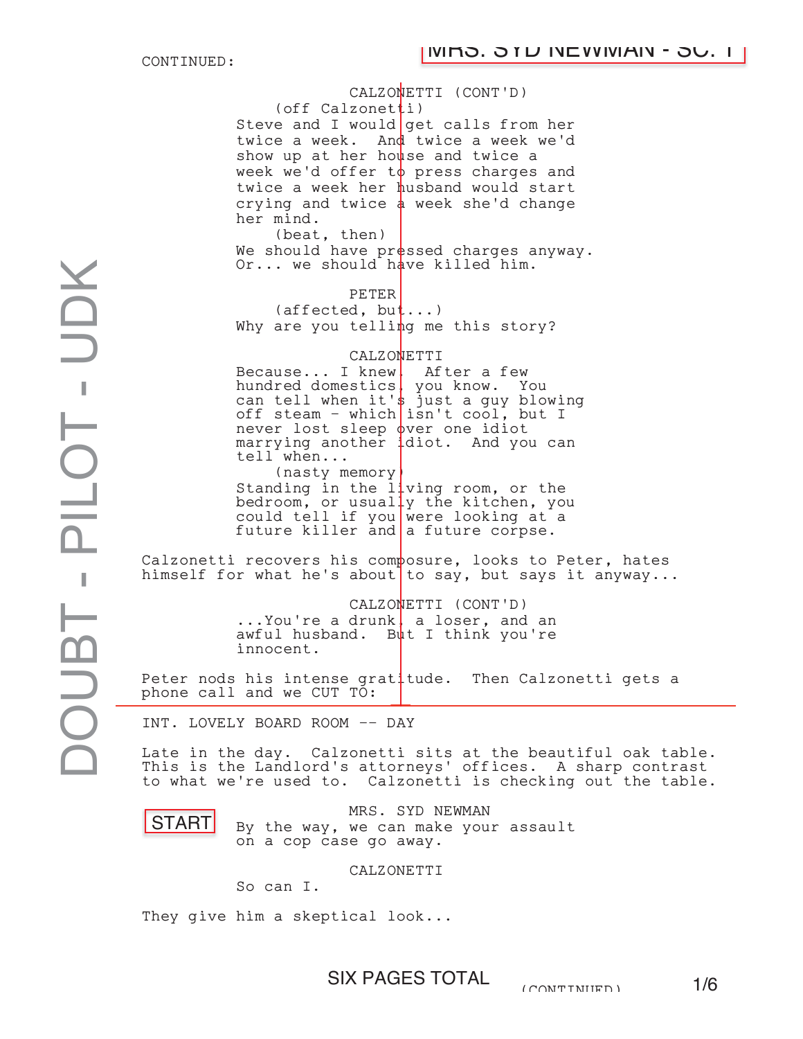CONTINUED:

MRS. SYD NEWMAN - SC. 1

CALZONETTI (CONT'D)
(off Calzonetti)
Steve and I would get calls from her twice a week. And twice a week we'd show up at her house and twice a week we'd offer to press charges and twice a week her husband would start crying and twice a week she'd change her mind.
(beat, then)
We should have pressed charges anyway. Or... we should have killed him.

PETER
(affected, but...)
Why are you telling me this story?

CALZONETTI
Because... I knew. After a few hundred domestics, you know. You can tell when it's just a guy blowing off steam - which isn't cool, but I never lost sleep over one idiot marrying another idiot. And you can tell when...
(nasty memory)
Standing in the living room, or the bedroom, or usually the kitchen, you could tell if you were looking at a future killer and a future corpse.

Calzonetti recovers his composure, looks to Peter, hates himself for what he's about to say, but says it anyway...

CALZONETTI (CONT'D)
...You're a drunk, a loser, and an awful husband. But I think you're innocent.

Peter nods his intense gratitude. Then Calzonetti gets a phone call and we CUT TO:

INT. LOVELY BOARD ROOM -- DAY

Late in the day. Calzonetti sits at the beautiful oak table. This is the Landlord's attorneys' offices. A sharp contrast to what we're used to. Calzonetti is checking out the table.

START

MRS. SYD NEWMAN
By the way, we can make your assault on a cop case go away.

CALZONETTI
So can I.

They give him a skeptical look...

SIX PAGES TOTAL

(CONTINUED)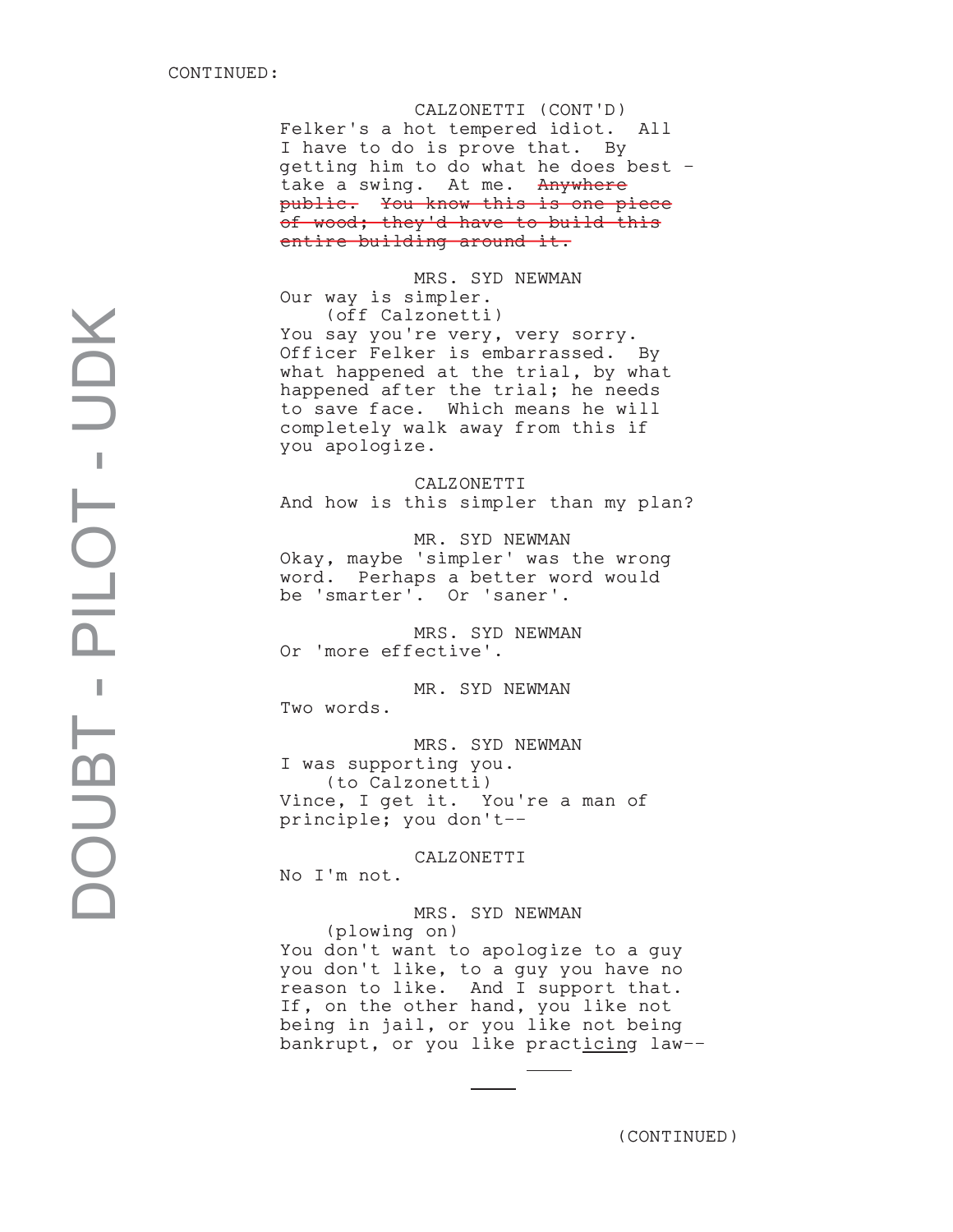CONTINUED:

CALZONETTI (CONT'D)
Felker's a hot tempered idiot. All I have to do is prove that. By getting him to do what he does best - take a swing. At me. ~~Anywhere public. You know this is one piece of wood; they'd have to build this entire building around it.~~

MRS. SYD NEWMAN
Our way is simpler.
(off Calzonetti)
You say you're very, very sorry. Officer Felker is embarrassed. By what happened at the trial, by what happened after the trial; he needs to save face. Which means he will completely walk away from this if you apologize.

CALZONETTI
And how is this simpler than my plan?

MR. SYD NEWMAN
Okay, maybe 'simpler' was the wrong word. Perhaps a better word would be 'smarter'. Or 'saner'.

MRS. SYD NEWMAN
Or 'more effective'.

MR. SYD NEWMAN
Two words.

MRS. SYD NEWMAN
I was supporting you.
(to Calzonetti)
Vince, I get it. You're a man of principle; you don't--

CALZONETTI
No I'm not.

MRS. SYD NEWMAN
(plowing on)
You don't want to apologize to a guy you don't like, to a guy you have no reason to like. And I support that. If, on the other hand, you like not being in jail, or you like not being bankrupt, or you like practicing law--

(CONTINUED)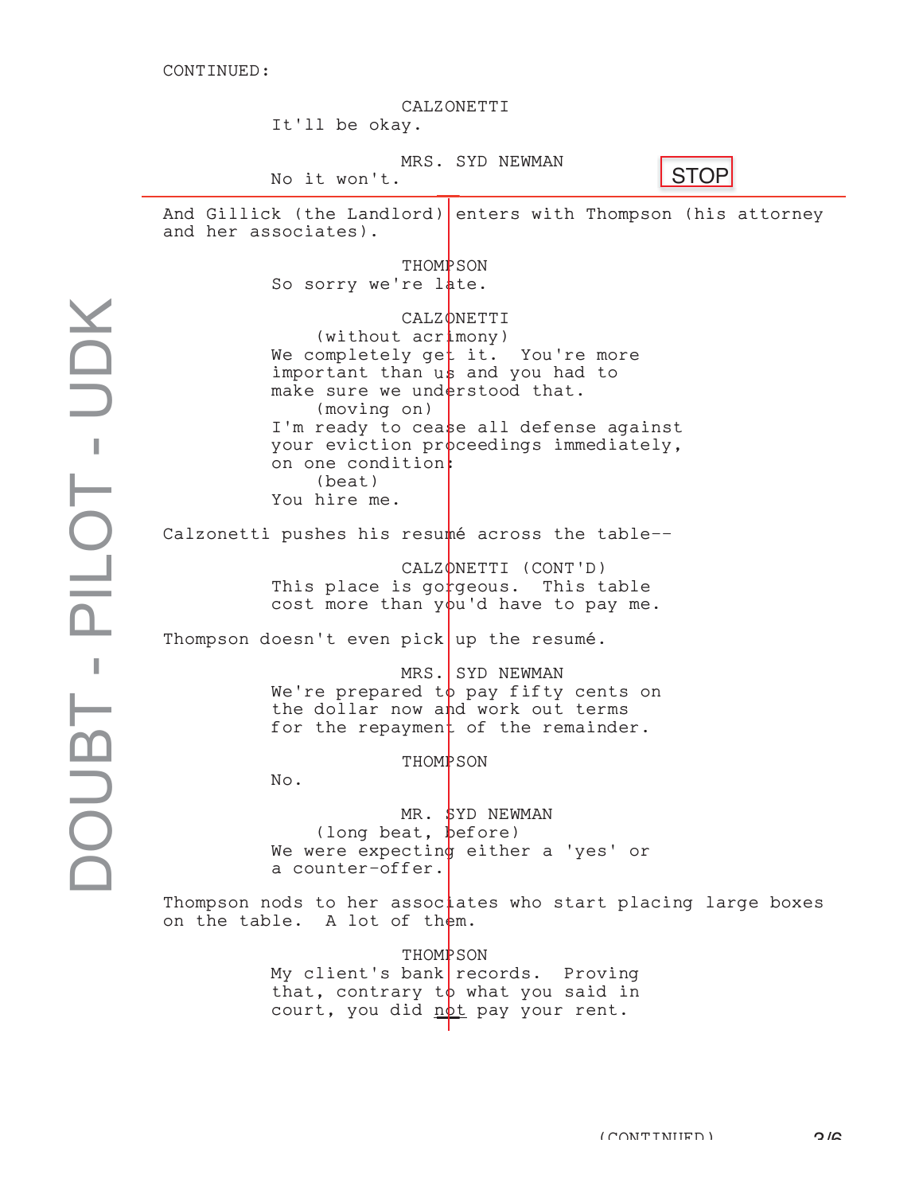CONTINUED:

CALZONETTI
It'll be okay.

MRS. SYD NEWMAN
No it won't.

STOP

And Gillick (the Landlord) enters with Thompson (his attorney and her associates).

THOMPSON
So sorry we're late.

CALZONETTI
(without acrimony)
We completely get it. You're more important than us and you had to make sure we understood that.
(moving on)
I'm ready to cease all defense against your eviction proceedings immediately, on one condition:
(beat)
You hire me.

Calzonetti pushes his resumé across the table--

CALZONETTI (CONT'D)
This place is gorgeous. This table cost more than you'd have to pay me.

Thompson doesn't even pick up the resumé.

MRS. SYD NEWMAN
We're prepared to pay fifty cents on the dollar now and work out terms for the repayment of the remainder.

THOMPSON
No.

MR. SYD NEWMAN
(long beat, before)
We were expecting either a 'yes' or a counter-offer.

Thompson nods to her associates who start placing large boxes on the table. A lot of them.

THOMPSON
My client's bank records. Proving that, contrary to what you said in court, you did not pay your rent.

(CONTINUED)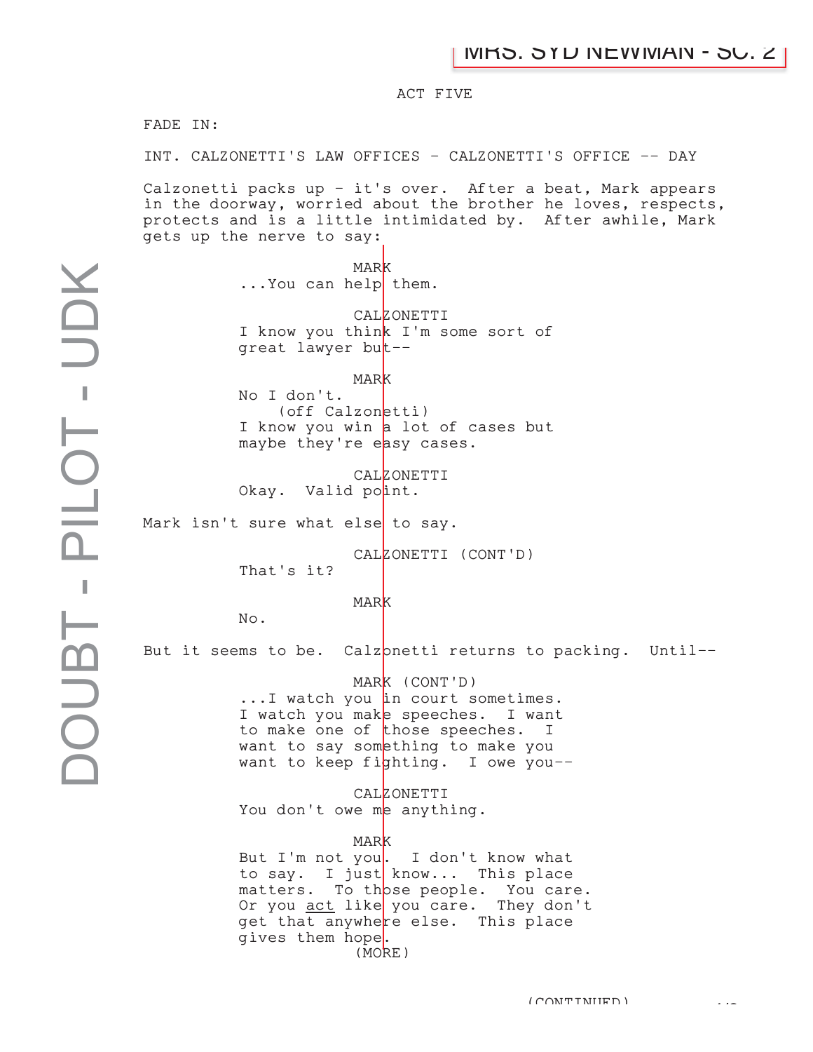ACT FIVE

FADE IN:

INT. CALZONETTI'S LAW OFFICES - CALZONETTI'S OFFICE -- DAY

Calzonetti packs up - it's over. After a beat, Mark appears in the doorway, worried about the brother he loves, respects, protects and is a little intimidated by. After awhile, Mark gets up the nerve to say:

MARK
...You can help them.

CALZONETTI
I know you think I'm some sort of great lawyer but--

MARK
No I don't.
(off Calzonetti)
I know you win a lot of cases but maybe they're easy cases.

CALZONETTI
Okay. Valid point.

Mark isn't sure what else to say.

CALZONETTI (CONT'D)
That's it?

MARK
No.

But it seems to be. Calzonetti returns to packing. Until--

MARK (CONT'D)
...I watch you in court sometimes. I watch you make speeches. I want to make one of those speeches. I want to say something to make you want to keep fighting. I owe you--

CALZONETTI
You don't owe me anything.

MARK
But I'm not you. I don't know what to say. I just know... This place matters. To those people. You care. Or you act like you care. They don't get that anywhere else. This place gives them hope.
(MORE)

(CONTINUED)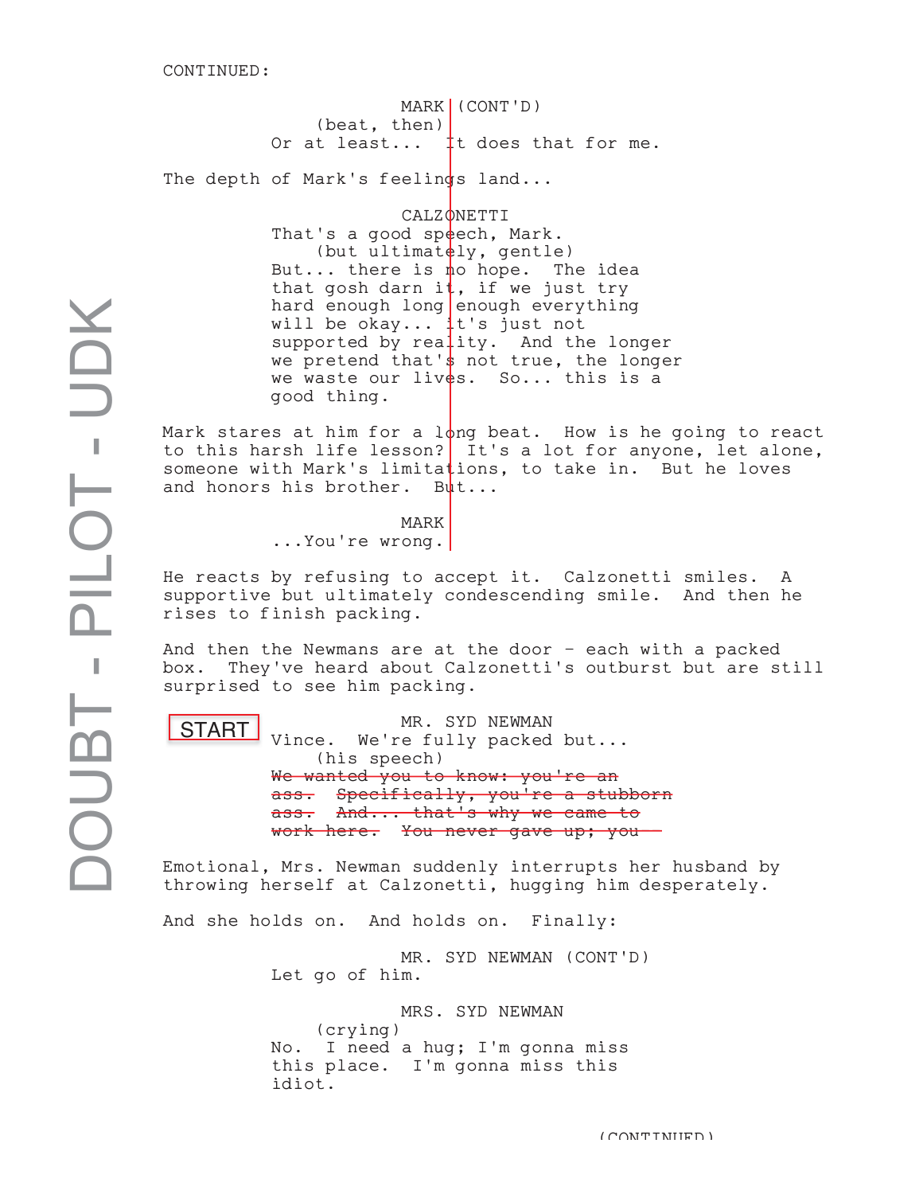CONTINUED:

MARK (CONT'D)
(beat, then)
Or at least... It does that for me.

The depth of Mark's feelings land...

CALZONETTI
That's a good speech, Mark.
(but ultimately, gentle)
But... there is no hope. The idea that gosh darn it, if we just try hard enough long enough everything will be okay... it's just not supported by reality. And the longer we pretend that's not true, the longer we waste our lives. So... this is a good thing.

Mark stares at him for a long beat. How is he going to react to this harsh life lesson? It's a lot for anyone, let alone, someone with Mark's limitations, to take in. But he loves and honors his brother. But...

MARK
...You're wrong.

He reacts by refusing to accept it. Calzonetti smiles. A supportive but ultimately condescending smile. And then he rises to finish packing.

And then the Newmans are at the door - each with a packed box. They've heard about Calzonetti's outburst but are still surprised to see him packing.

START

MR. SYD NEWMAN
Vince. We're fully packed but...
(his speech)
~~We wanted you to know: you're an ass. Specifically, you're a stubborn ass. And... that's why we came to work here. You never gave up; you~~

Emotional, Mrs. Newman suddenly interrupts her husband by throwing herself at Calzonetti, hugging him desperately.

And she holds on. And holds on. Finally:

MR. SYD NEWMAN (CONT'D)
Let go of him.

MRS. SYD NEWMAN
(crying)
No. I need a hug; I'm gonna miss this place. I'm gonna miss this idiot.

(CONTINUED)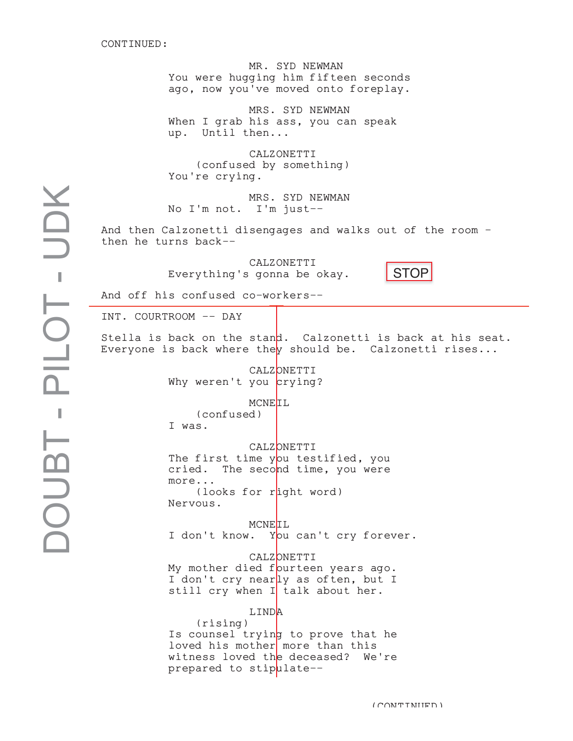CONTINUED:

MR. SYD NEWMAN
You were hugging him fifteen seconds ago, now you've moved onto foreplay.

MRS. SYD NEWMAN
When I grab his ass, you can speak up. Until then...

CALZONETTI
(confused by something)
You're crying.

MRS. SYD NEWMAN
No I'm not. I'm just--

And then Calzonetti disengages and walks out of the room - then he turns back--

CALZONETTI
Everything's gonna be okay.

STOP

And off his confused co-workers--

INT. COURTROOM -- DAY

Stella is back on the stand. Calzonetti is back at his seat. Everyone is back where they should be. Calzonetti rises...

CALZONETTI
Why weren't you crying?

MCNEIL
(confused)
I was.

CALZONETTI
The first time you testified, you cried. The second time, you were more...
(looks for right word)
Nervous.

MCNEIL
I don't know. You can't cry forever.

CALZONETTI
My mother died fourteen years ago. I don't cry nearly as often, but I still cry when I talk about her.

LINDA
(rising)
Is counsel trying to prove that he loved his mother more than this witness loved the deceased? We're prepared to stipulate--

(CONTINUED)